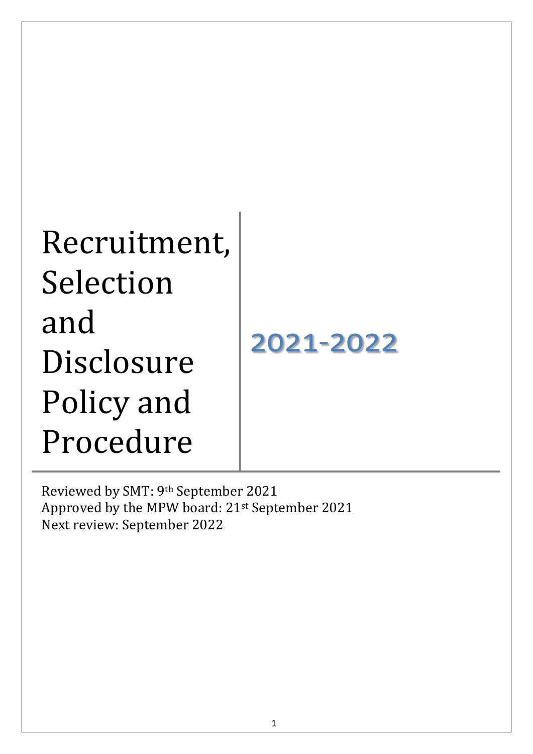# Recruitment, Selection and Disclosure Policy and Procedure

## 2021-2022

Reviewed by SMT: 9th September 2021
Approved by the MPW board: 21st September 2021
Next review: September 2022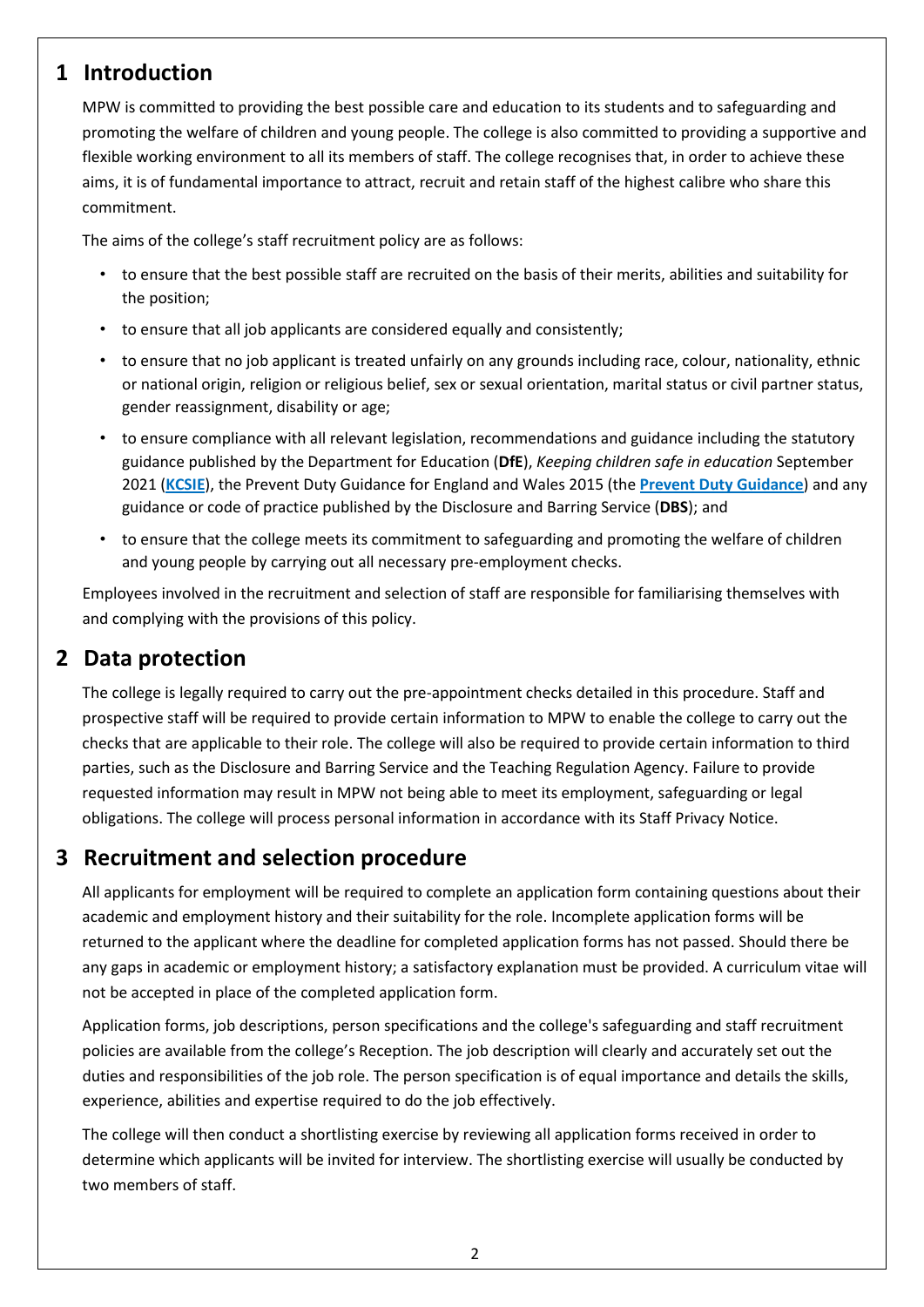## 1 Introduction

MPW is committed to providing the best possible care and education to its students and to safeguarding and promoting the welfare of children and young people. The college is also committed to providing a supportive and flexible working environment to all its members of staff. The college recognises that, in order to achieve these aims, it is of fundamental importance to attract, recruit and retain staff of the highest calibre who share this commitment.

The aims of the college's staff recruitment policy are as follows:

- to ensure that the best possible staff are recruited on the basis of their merits, abilities and suitability for the position;
- to ensure that all job applicants are considered equally and consistently;
- to ensure that no job applicant is treated unfairly on any grounds including race, colour, nationality, ethnic or national origin, religion or religious belief, sex or sexual orientation, marital status or civil partner status, gender reassignment, disability or age;
- to ensure compliance with all relevant legislation, recommendations and guidance including the statutory guidance published by the Department for Education (**DfE**), *Keeping children safe in education* September 2021 (**KCSIE**), the Prevent Duty Guidance for England and Wales 2015 (the **Prevent Duty Guidance**) and any guidance or code of practice published by the Disclosure and Barring Service (**DBS**); and
- to ensure that the college meets its commitment to safeguarding and promoting the welfare of children and young people by carrying out all necessary pre-employment checks.

Employees involved in the recruitment and selection of staff are responsible for familiarising themselves with and complying with the provisions of this policy.

## 2 Data protection

The college is legally required to carry out the pre-appointment checks detailed in this procedure. Staff and prospective staff will be required to provide certain information to MPW to enable the college to carry out the checks that are applicable to their role. The college will also be required to provide certain information to third parties, such as the Disclosure and Barring Service and the Teaching Regulation Agency. Failure to provide requested information may result in MPW not being able to meet its employment, safeguarding or legal obligations. The college will process personal information in accordance with its Staff Privacy Notice.

## 3 Recruitment and selection procedure

All applicants for employment will be required to complete an application form containing questions about their academic and employment history and their suitability for the role. Incomplete application forms will be returned to the applicant where the deadline for completed application forms has not passed. Should there be any gaps in academic or employment history; a satisfactory explanation must be provided. A curriculum vitae will not be accepted in place of the completed application form.

Application forms, job descriptions, person specifications and the college's safeguarding and staff recruitment policies are available from the college's Reception. The job description will clearly and accurately set out the duties and responsibilities of the job role. The person specification is of equal importance and details the skills, experience, abilities and expertise required to do the job effectively.

The college will then conduct a shortlisting exercise by reviewing all application forms received in order to determine which applicants will be invited for interview. The shortlisting exercise will usually be conducted by two members of staff.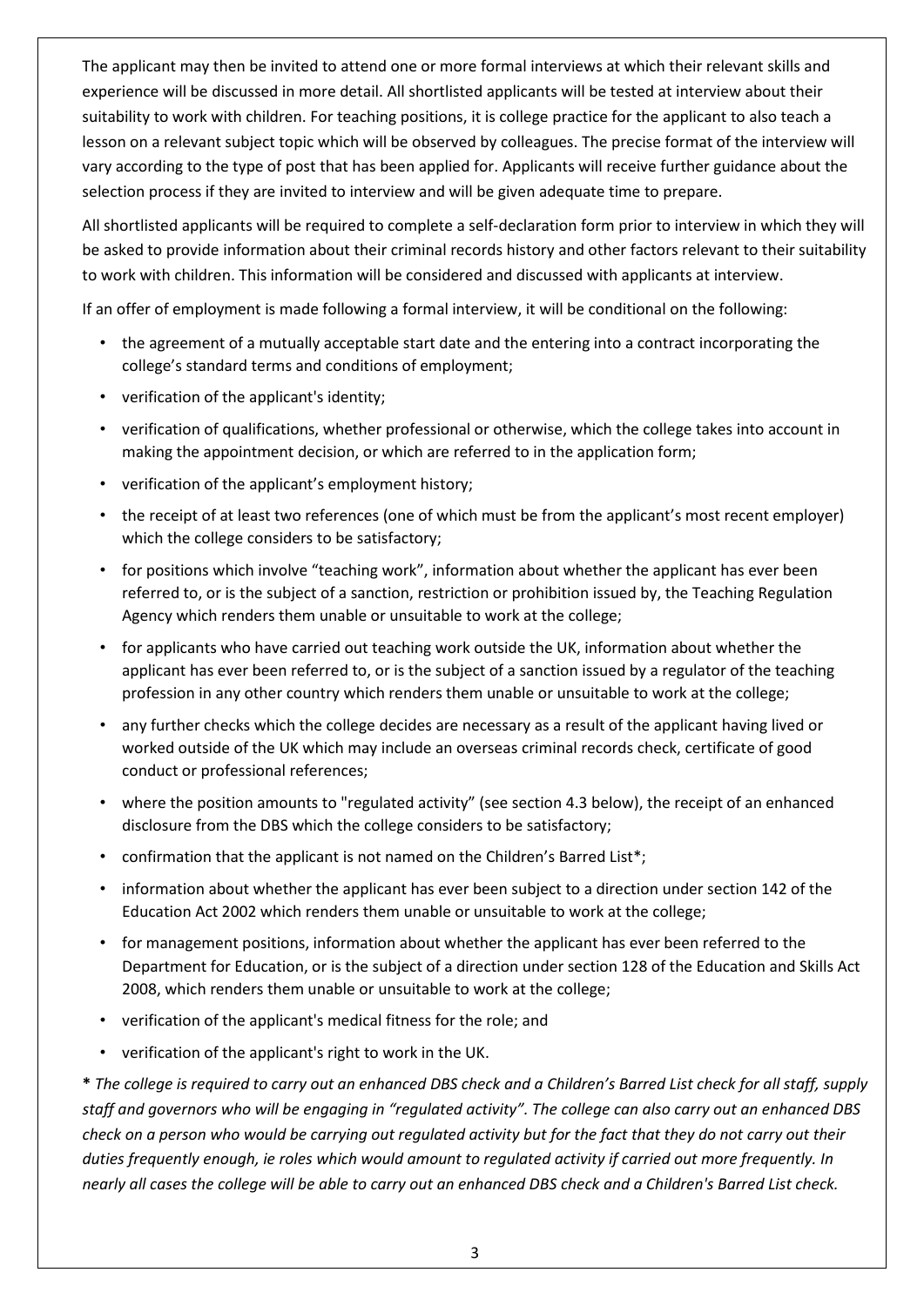The applicant may then be invited to attend one or more formal interviews at which their relevant skills and experience will be discussed in more detail. All shortlisted applicants will be tested at interview about their suitability to work with children. For teaching positions, it is college practice for the applicant to also teach a lesson on a relevant subject topic which will be observed by colleagues. The precise format of the interview will vary according to the type of post that has been applied for. Applicants will receive further guidance about the selection process if they are invited to interview and will be given adequate time to prepare.

All shortlisted applicants will be required to complete a self-declaration form prior to interview in which they will be asked to provide information about their criminal records history and other factors relevant to their suitability to work with children. This information will be considered and discussed with applicants at interview.

If an offer of employment is made following a formal interview, it will be conditional on the following:

- the agreement of a mutually acceptable start date and the entering into a contract incorporating the college's standard terms and conditions of employment;
- verification of the applicant's identity;
- verification of qualifications, whether professional or otherwise, which the college takes into account in making the appointment decision, or which are referred to in the application form;
- verification of the applicant's employment history;
- the receipt of at least two references (one of which must be from the applicant's most recent employer) which the college considers to be satisfactory;
- for positions which involve "teaching work", information about whether the applicant has ever been referred to, or is the subject of a sanction, restriction or prohibition issued by, the Teaching Regulation Agency which renders them unable or unsuitable to work at the college;
- for applicants who have carried out teaching work outside the UK, information about whether the applicant has ever been referred to, or is the subject of a sanction issued by a regulator of the teaching profession in any other country which renders them unable or unsuitable to work at the college;
- any further checks which the college decides are necessary as a result of the applicant having lived or worked outside of the UK which may include an overseas criminal records check, certificate of good conduct or professional references;
- where the position amounts to "regulated activity" (see section 4.3 below), the receipt of an enhanced disclosure from the DBS which the college considers to be satisfactory;
- confirmation that the applicant is not named on the Children's Barred List*;
- information about whether the applicant has ever been subject to a direction under section 142 of the Education Act 2002 which renders them unable or unsuitable to work at the college;
- for management positions, information about whether the applicant has ever been referred to the Department for Education, or is the subject of a direction under section 128 of the Education and Skills Act 2008, which renders them unable or unsuitable to work at the college;
- verification of the applicant's medical fitness for the role; and
- verification of the applicant's right to work in the UK.

**\*** *The college is required to carry out an enhanced DBS check and a Children's Barred List check for all staff, supply staff and governors who will be engaging in "regulated activity". The college can also carry out an enhanced DBS check on a person who would be carrying out regulated activity but for the fact that they do not carry out their duties frequently enough, ie roles which would amount to regulated activity if carried out more frequently. In nearly all cases the college will be able to carry out an enhanced DBS check and a Children's Barred List check.*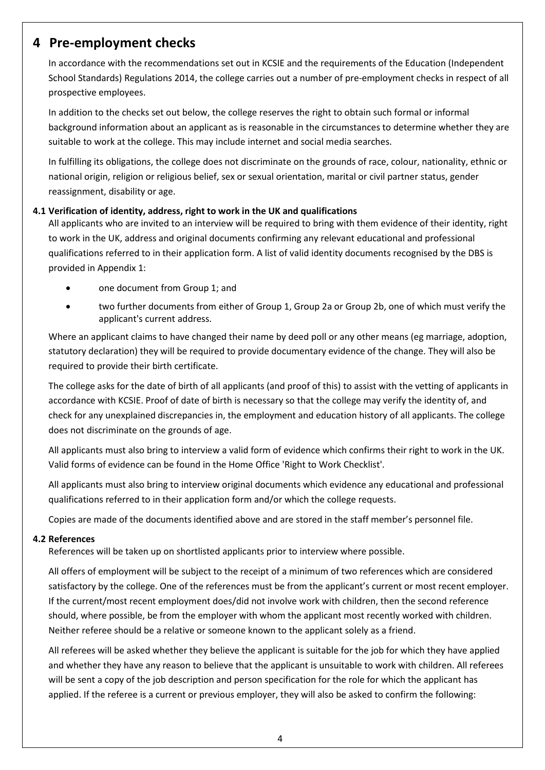# 4 Pre-employment checks

In accordance with the recommendations set out in KCSIE and the requirements of the Education (Independent School Standards) Regulations 2014, the college carries out a number of pre-employment checks in respect of all prospective employees.

In addition to the checks set out below, the college reserves the right to obtain such formal or informal background information about an applicant as is reasonable in the circumstances to determine whether they are suitable to work at the college. This may include internet and social media searches.

In fulfilling its obligations, the college does not discriminate on the grounds of race, colour, nationality, ethnic or national origin, religion or religious belief, sex or sexual orientation, marital or civil partner status, gender reassignment, disability or age.

### 4.1 Verification of identity, address, right to work in the UK and qualifications

All applicants who are invited to an interview will be required to bring with them evidence of their identity, right to work in the UK, address and original documents confirming any relevant educational and professional qualifications referred to in their application form. A list of valid identity documents recognised by the DBS is provided in Appendix 1:

- one document from Group 1; and
- two further documents from either of Group 1, Group 2a or Group 2b, one of which must verify the applicant's current address.

Where an applicant claims to have changed their name by deed poll or any other means (eg marriage, adoption, statutory declaration) they will be required to provide documentary evidence of the change. They will also be required to provide their birth certificate.

The college asks for the date of birth of all applicants (and proof of this) to assist with the vetting of applicants in accordance with KCSIE. Proof of date of birth is necessary so that the college may verify the identity of, and check for any unexplained discrepancies in, the employment and education history of all applicants. The college does not discriminate on the grounds of age.

All applicants must also bring to interview a valid form of evidence which confirms their right to work in the UK. Valid forms of evidence can be found in the Home Office 'Right to Work Checklist'.

All applicants must also bring to interview original documents which evidence any educational and professional qualifications referred to in their application form and/or which the college requests.

Copies are made of the documents identified above and are stored in the staff member's personnel file.

### 4.2 References

References will be taken up on shortlisted applicants prior to interview where possible.

All offers of employment will be subject to the receipt of a minimum of two references which are considered satisfactory by the college. One of the references must be from the applicant's current or most recent employer. If the current/most recent employment does/did not involve work with children, then the second reference should, where possible, be from the employer with whom the applicant most recently worked with children. Neither referee should be a relative or someone known to the applicant solely as a friend.

All referees will be asked whether they believe the applicant is suitable for the job for which they have applied and whether they have any reason to believe that the applicant is unsuitable to work with children. All referees will be sent a copy of the job description and person specification for the role for which the applicant has applied. If the referee is a current or previous employer, they will also be asked to confirm the following: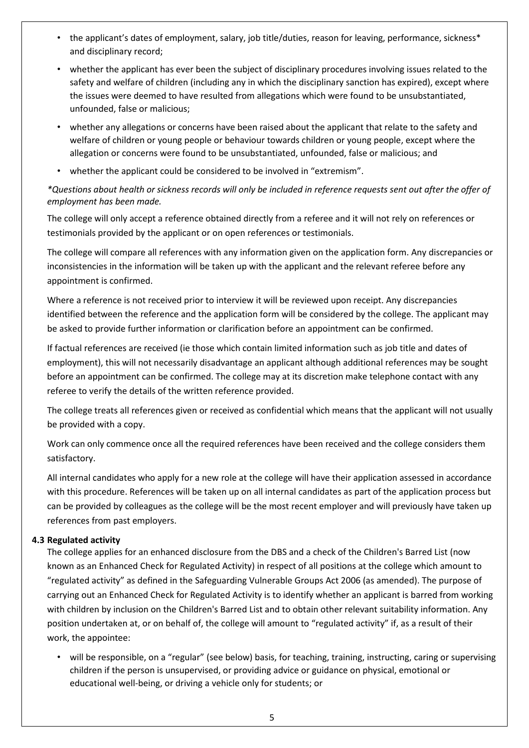- the applicant's dates of employment, salary, job title/duties, reason for leaving, performance, sickness* and disciplinary record;
- whether the applicant has ever been the subject of disciplinary procedures involving issues related to the safety and welfare of children (including any in which the disciplinary sanction has expired), except where the issues were deemed to have resulted from allegations which were found to be unsubstantiated, unfounded, false or malicious;
- whether any allegations or concerns have been raised about the applicant that relate to the safety and welfare of children or young people or behaviour towards children or young people, except where the allegation or concerns were found to be unsubstantiated, unfounded, false or malicious; and
- whether the applicant could be considered to be involved in "extremism".

*\*Questions about health or sickness records will only be included in reference requests sent out after the offer of employment has been made.*

The college will only accept a reference obtained directly from a referee and it will not rely on references or testimonials provided by the applicant or on open references or testimonials.

The college will compare all references with any information given on the application form. Any discrepancies or inconsistencies in the information will be taken up with the applicant and the relevant referee before any appointment is confirmed.

Where a reference is not received prior to interview it will be reviewed upon receipt. Any discrepancies identified between the reference and the application form will be considered by the college. The applicant may be asked to provide further information or clarification before an appointment can be confirmed.

If factual references are received (ie those which contain limited information such as job title and dates of employment), this will not necessarily disadvantage an applicant although additional references may be sought before an appointment can be confirmed. The college may at its discretion make telephone contact with any referee to verify the details of the written reference provided.

The college treats all references given or received as confidential which means that the applicant will not usually be provided with a copy.

Work can only commence once all the required references have been received and the college considers them satisfactory.

All internal candidates who apply for a new role at the college will have their application assessed in accordance with this procedure. References will be taken up on all internal candidates as part of the application process but can be provided by colleagues as the college will be the most recent employer and will previously have taken up references from past employers.

### 4.3 Regulated activity

The college applies for an enhanced disclosure from the DBS and a check of the Children's Barred List (now known as an Enhanced Check for Regulated Activity) in respect of all positions at the college which amount to "regulated activity" as defined in the Safeguarding Vulnerable Groups Act 2006 (as amended). The purpose of carrying out an Enhanced Check for Regulated Activity is to identify whether an applicant is barred from working with children by inclusion on the Children's Barred List and to obtain other relevant suitability information. Any position undertaken at, or on behalf of, the college will amount to "regulated activity" if, as a result of their work, the appointee:

- will be responsible, on a "regular" (see below) basis, for teaching, training, instructing, caring or supervising children if the person is unsupervised, or providing advice or guidance on physical, emotional or educational well-being, or driving a vehicle only for students; or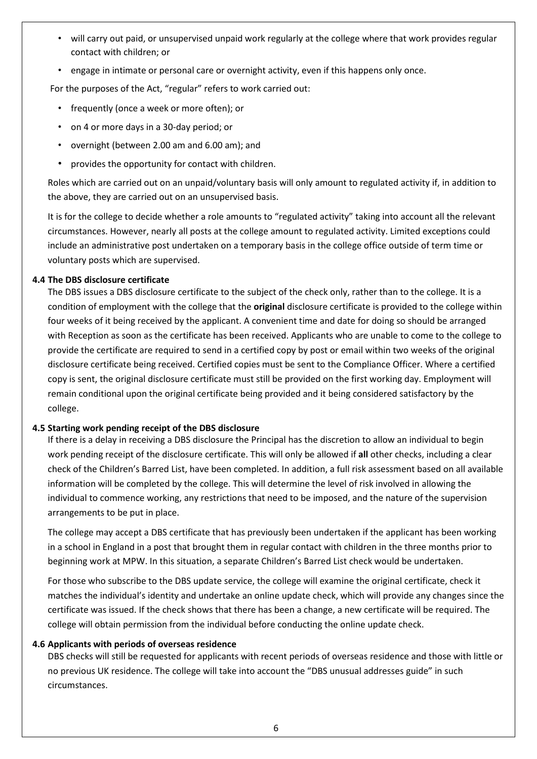- will carry out paid, or unsupervised unpaid work regularly at the college where that work provides regular contact with children; or
- engage in intimate or personal care or overnight activity, even if this happens only once.

For the purposes of the Act, "regular" refers to work carried out:

- frequently (once a week or more often); or
- on 4 or more days in a 30-day period; or
- overnight (between 2.00 am and 6.00 am); and
- provides the opportunity for contact with children.

Roles which are carried out on an unpaid/voluntary basis will only amount to regulated activity if, in addition to the above, they are carried out on an unsupervised basis.

It is for the college to decide whether a role amounts to "regulated activity" taking into account all the relevant circumstances. However, nearly all posts at the college amount to regulated activity. Limited exceptions could include an administrative post undertaken on a temporary basis in the college office outside of term time or voluntary posts which are supervised.

**4.4 The DBS disclosure certificate**

The DBS issues a DBS disclosure certificate to the subject of the check only, rather than to the college. It is a condition of employment with the college that the **original** disclosure certificate is provided to the college within four weeks of it being received by the applicant. A convenient time and date for doing so should be arranged with Reception as soon as the certificate has been received. Applicants who are unable to come to the college to provide the certificate are required to send in a certified copy by post or email within two weeks of the original disclosure certificate being received. Certified copies must be sent to the Compliance Officer. Where a certified copy is sent, the original disclosure certificate must still be provided on the first working day. Employment will remain conditional upon the original certificate being provided and it being considered satisfactory by the college.

**4.5 Starting work pending receipt of the DBS disclosure**

If there is a delay in receiving a DBS disclosure the Principal has the discretion to allow an individual to begin work pending receipt of the disclosure certificate. This will only be allowed if **all** other checks, including a clear check of the Children's Barred List, have been completed. In addition, a full risk assessment based on all available information will be completed by the college. This will determine the level of risk involved in allowing the individual to commence working, any restrictions that need to be imposed, and the nature of the supervision arrangements to be put in place.

The college may accept a DBS certificate that has previously been undertaken if the applicant has been working in a school in England in a post that brought them in regular contact with children in the three months prior to beginning work at MPW. In this situation, a separate Children's Barred List check would be undertaken.

For those who subscribe to the DBS update service, the college will examine the original certificate, check it matches the individual's identity and undertake an online update check, which will provide any changes since the certificate was issued. If the check shows that there has been a change, a new certificate will be required. The college will obtain permission from the individual before conducting the online update check.

**4.6 Applicants with periods of overseas residence**

DBS checks will still be requested for applicants with recent periods of overseas residence and those with little or no previous UK residence. The college will take into account the "DBS unusual addresses guide" in such circumstances.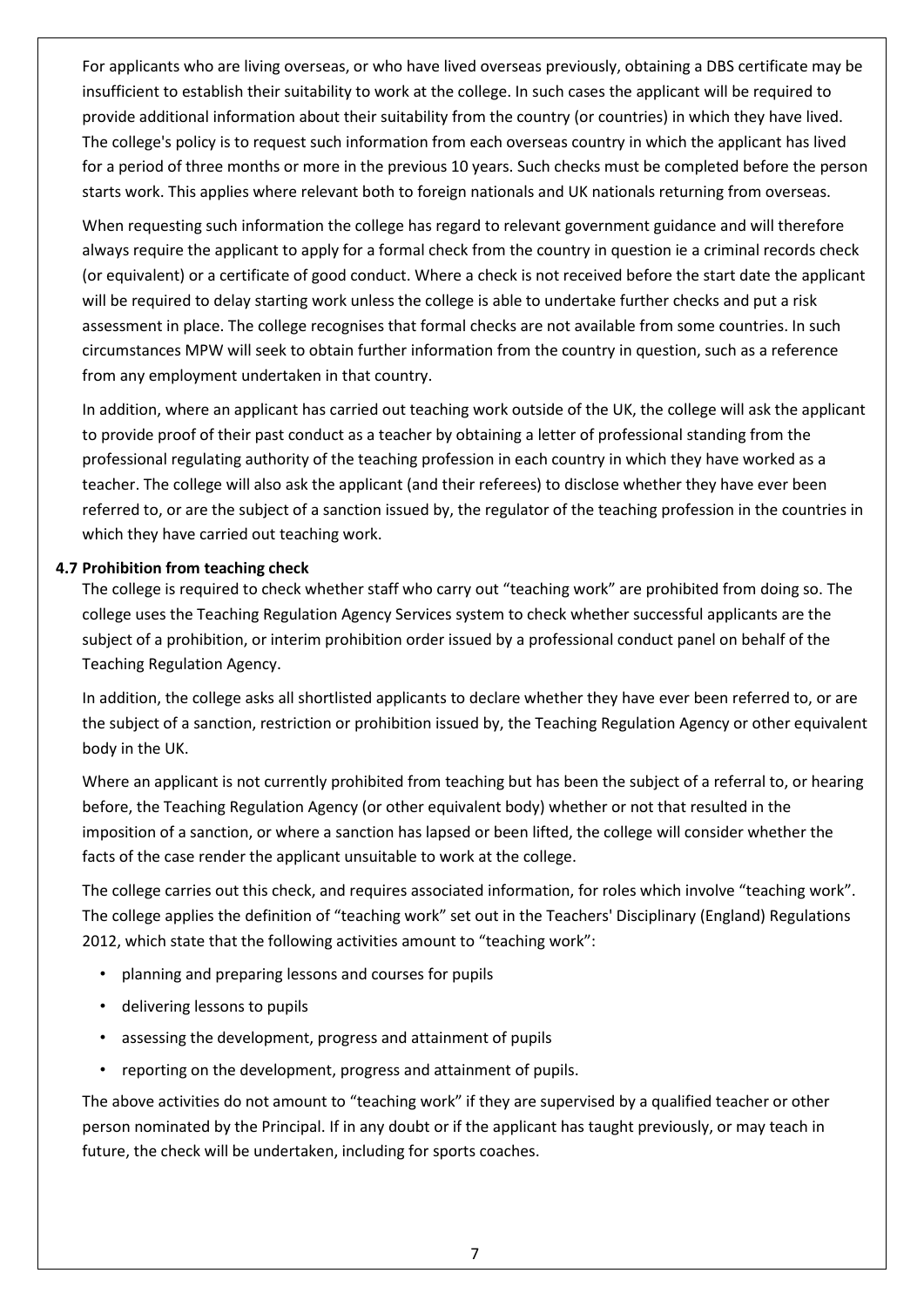For applicants who are living overseas, or who have lived overseas previously, obtaining a DBS certificate may be insufficient to establish their suitability to work at the college. In such cases the applicant will be required to provide additional information about their suitability from the country (or countries) in which they have lived. The college's policy is to request such information from each overseas country in which the applicant has lived for a period of three months or more in the previous 10 years. Such checks must be completed before the person starts work. This applies where relevant both to foreign nationals and UK nationals returning from overseas.

When requesting such information the college has regard to relevant government guidance and will therefore always require the applicant to apply for a formal check from the country in question ie a criminal records check (or equivalent) or a certificate of good conduct. Where a check is not received before the start date the applicant will be required to delay starting work unless the college is able to undertake further checks and put a risk assessment in place. The college recognises that formal checks are not available from some countries. In such circumstances MPW will seek to obtain further information from the country in question, such as a reference from any employment undertaken in that country.

In addition, where an applicant has carried out teaching work outside of the UK, the college will ask the applicant to provide proof of their past conduct as a teacher by obtaining a letter of professional standing from the professional regulating authority of the teaching profession in each country in which they have worked as a teacher. The college will also ask the applicant (and their referees) to disclose whether they have ever been referred to, or are the subject of a sanction issued by, the regulator of the teaching profession in the countries in which they have carried out teaching work.

**4.7 Prohibition from teaching check**

The college is required to check whether staff who carry out "teaching work" are prohibited from doing so. The college uses the Teaching Regulation Agency Services system to check whether successful applicants are the subject of a prohibition, or interim prohibition order issued by a professional conduct panel on behalf of the Teaching Regulation Agency.

In addition, the college asks all shortlisted applicants to declare whether they have ever been referred to, or are the subject of a sanction, restriction or prohibition issued by, the Teaching Regulation Agency or other equivalent body in the UK.

Where an applicant is not currently prohibited from teaching but has been the subject of a referral to, or hearing before, the Teaching Regulation Agency (or other equivalent body) whether or not that resulted in the imposition of a sanction, or where a sanction has lapsed or been lifted, the college will consider whether the facts of the case render the applicant unsuitable to work at the college.

The college carries out this check, and requires associated information, for roles which involve "teaching work". The college applies the definition of "teaching work" set out in the Teachers' Disciplinary (England) Regulations 2012, which state that the following activities amount to "teaching work":

- planning and preparing lessons and courses for pupils
- delivering lessons to pupils
- assessing the development, progress and attainment of pupils
- reporting on the development, progress and attainment of pupils.

The above activities do not amount to "teaching work" if they are supervised by a qualified teacher or other person nominated by the Principal. If in any doubt or if the applicant has taught previously, or may teach in future, the check will be undertaken, including for sports coaches.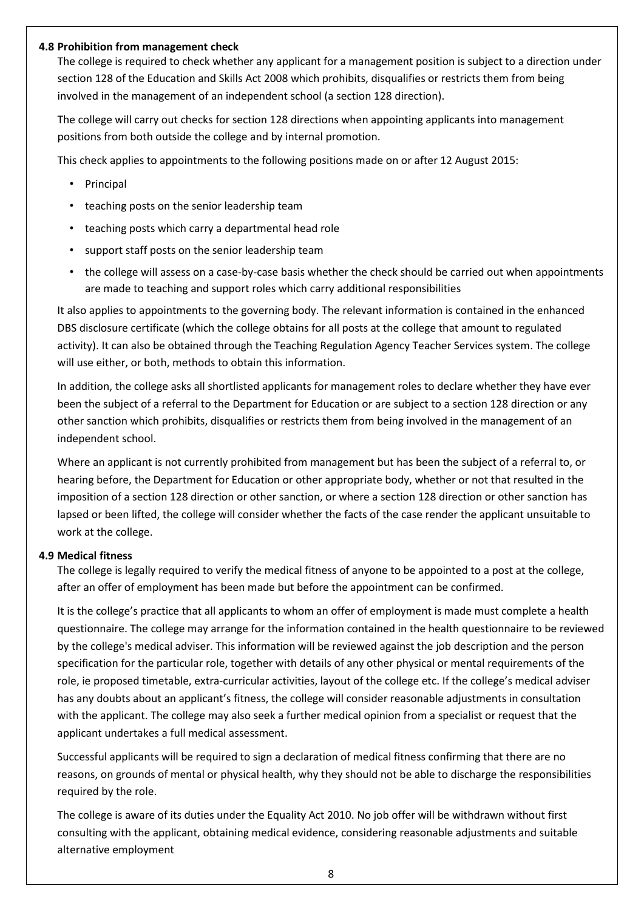### 4.8 Prohibition from management check

The college is required to check whether any applicant for a management position is subject to a direction under section 128 of the Education and Skills Act 2008 which prohibits, disqualifies or restricts them from being involved in the management of an independent school (a section 128 direction).

The college will carry out checks for section 128 directions when appointing applicants into management positions from both outside the college and by internal promotion.

This check applies to appointments to the following positions made on or after 12 August 2015:

- Principal
- teaching posts on the senior leadership team
- teaching posts which carry a departmental head role
- support staff posts on the senior leadership team
- the college will assess on a case-by-case basis whether the check should be carried out when appointments are made to teaching and support roles which carry additional responsibilities

It also applies to appointments to the governing body. The relevant information is contained in the enhanced DBS disclosure certificate (which the college obtains for all posts at the college that amount to regulated activity). It can also be obtained through the Teaching Regulation Agency Teacher Services system. The college will use either, or both, methods to obtain this information.

In addition, the college asks all shortlisted applicants for management roles to declare whether they have ever been the subject of a referral to the Department for Education or are subject to a section 128 direction or any other sanction which prohibits, disqualifies or restricts them from being involved in the management of an independent school.

Where an applicant is not currently prohibited from management but has been the subject of a referral to, or hearing before, the Department for Education or other appropriate body, whether or not that resulted in the imposition of a section 128 direction or other sanction, or where a section 128 direction or other sanction has lapsed or been lifted, the college will consider whether the facts of the case render the applicant unsuitable to work at the college.

### 4.9 Medical fitness

The college is legally required to verify the medical fitness of anyone to be appointed to a post at the college, after an offer of employment has been made but before the appointment can be confirmed.

It is the college's practice that all applicants to whom an offer of employment is made must complete a health questionnaire. The college may arrange for the information contained in the health questionnaire to be reviewed by the college's medical adviser. This information will be reviewed against the job description and the person specification for the particular role, together with details of any other physical or mental requirements of the role, ie proposed timetable, extra-curricular activities, layout of the college etc. If the college's medical adviser has any doubts about an applicant's fitness, the college will consider reasonable adjustments in consultation with the applicant. The college may also seek a further medical opinion from a specialist or request that the applicant undertakes a full medical assessment.

Successful applicants will be required to sign a declaration of medical fitness confirming that there are no reasons, on grounds of mental or physical health, why they should not be able to discharge the responsibilities required by the role.

The college is aware of its duties under the Equality Act 2010. No job offer will be withdrawn without first consulting with the applicant, obtaining medical evidence, considering reasonable adjustments and suitable alternative employment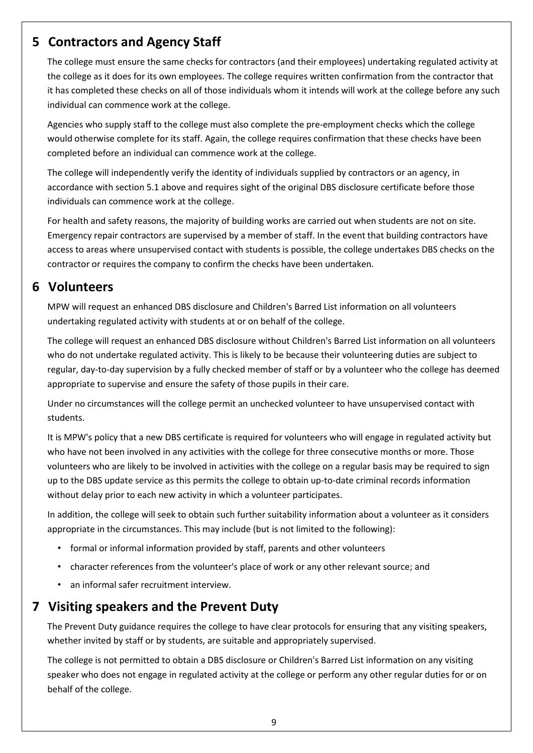## 5 Contractors and Agency Staff

The college must ensure the same checks for contractors (and their employees) undertaking regulated activity at the college as it does for its own employees. The college requires written confirmation from the contractor that it has completed these checks on all of those individuals whom it intends will work at the college before any such individual can commence work at the college.

Agencies who supply staff to the college must also complete the pre-employment checks which the college would otherwise complete for its staff. Again, the college requires confirmation that these checks have been completed before an individual can commence work at the college.

The college will independently verify the identity of individuals supplied by contractors or an agency, in accordance with section 5.1 above and requires sight of the original DBS disclosure certificate before those individuals can commence work at the college.

For health and safety reasons, the majority of building works are carried out when students are not on site. Emergency repair contractors are supervised by a member of staff. In the event that building contractors have access to areas where unsupervised contact with students is possible, the college undertakes DBS checks on the contractor or requires the company to confirm the checks have been undertaken.

## 6 Volunteers

MPW will request an enhanced DBS disclosure and Children's Barred List information on all volunteers undertaking regulated activity with students at or on behalf of the college.

The college will request an enhanced DBS disclosure without Children's Barred List information on all volunteers who do not undertake regulated activity. This is likely to be because their volunteering duties are subject to regular, day-to-day supervision by a fully checked member of staff or by a volunteer who the college has deemed appropriate to supervise and ensure the safety of those pupils in their care.

Under no circumstances will the college permit an unchecked volunteer to have unsupervised contact with students.

It is MPW's policy that a new DBS certificate is required for volunteers who will engage in regulated activity but who have not been involved in any activities with the college for three consecutive months or more. Those volunteers who are likely to be involved in activities with the college on a regular basis may be required to sign up to the DBS update service as this permits the college to obtain up-to-date criminal records information without delay prior to each new activity in which a volunteer participates.

In addition, the college will seek to obtain such further suitability information about a volunteer as it considers appropriate in the circumstances. This may include (but is not limited to the following):

- formal or informal information provided by staff, parents and other volunteers
- character references from the volunteer's place of work or any other relevant source; and
- an informal safer recruitment interview.

## 7 Visiting speakers and the Prevent Duty

The Prevent Duty guidance requires the college to have clear protocols for ensuring that any visiting speakers, whether invited by staff or by students, are suitable and appropriately supervised.

The college is not permitted to obtain a DBS disclosure or Children's Barred List information on any visiting speaker who does not engage in regulated activity at the college or perform any other regular duties for or on behalf of the college.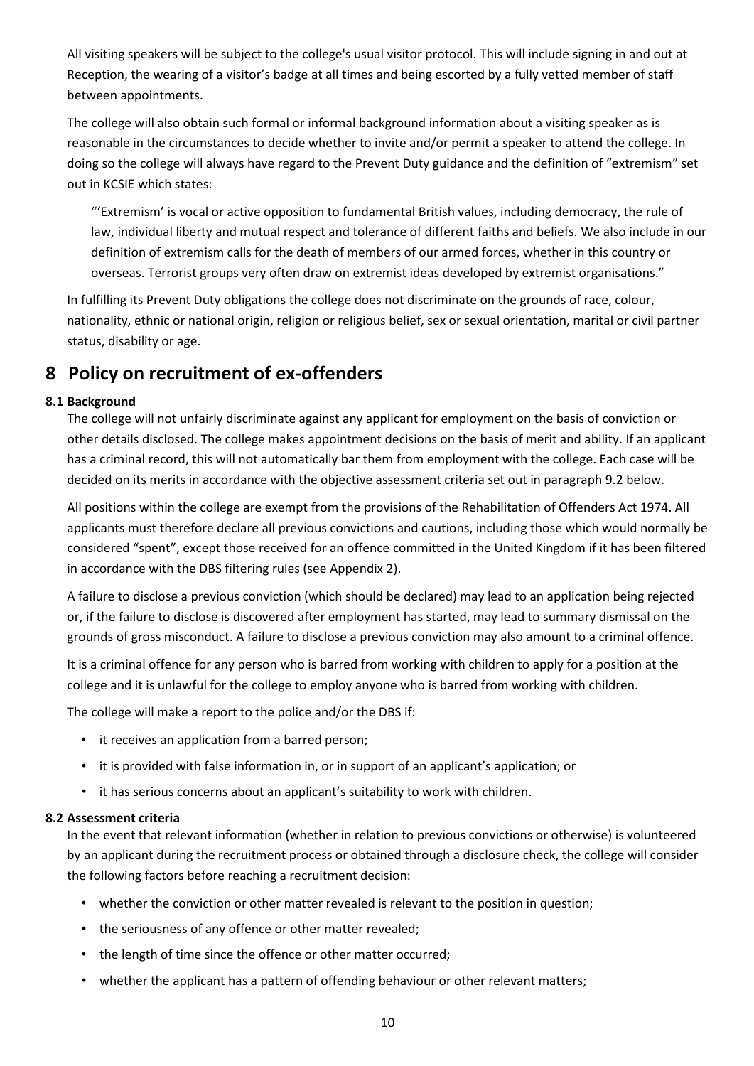All visiting speakers will be subject to the college's usual visitor protocol. This will include signing in and out at Reception, the wearing of a visitor's badge at all times and being escorted by a fully vetted member of staff between appointments.

The college will also obtain such formal or informal background information about a visiting speaker as is reasonable in the circumstances to decide whether to invite and/or permit a speaker to attend the college. In doing so the college will always have regard to the Prevent Duty guidance and the definition of "extremism" set out in KCSIE which states:

> "'Extremism' is vocal or active opposition to fundamental British values, including democracy, the rule of law, individual liberty and mutual respect and tolerance of different faiths and beliefs. We also include in our definition of extremism calls for the death of members of our armed forces, whether in this country or overseas. Terrorist groups very often draw on extremist ideas developed by extremist organisations."

In fulfilling its Prevent Duty obligations the college does not discriminate on the grounds of race, colour, nationality, ethnic or national origin, religion or religious belief, sex or sexual orientation, marital or civil partner status, disability or age.

# 8 Policy on recruitment of ex-offenders

### 8.1 Background

The college will not unfairly discriminate against any applicant for employment on the basis of conviction or other details disclosed. The college makes appointment decisions on the basis of merit and ability. If an applicant has a criminal record, this will not automatically bar them from employment with the college. Each case will be decided on its merits in accordance with the objective assessment criteria set out in paragraph 9.2 below.

All positions within the college are exempt from the provisions of the Rehabilitation of Offenders Act 1974. All applicants must therefore declare all previous convictions and cautions, including those which would normally be considered "spent", except those received for an offence committed in the United Kingdom if it has been filtered in accordance with the DBS filtering rules (see Appendix 2).

A failure to disclose a previous conviction (which should be declared) may lead to an application being rejected or, if the failure to disclose is discovered after employment has started, may lead to summary dismissal on the grounds of gross misconduct. A failure to disclose a previous conviction may also amount to a criminal offence.

It is a criminal offence for any person who is barred from working with children to apply for a position at the college and it is unlawful for the college to employ anyone who is barred from working with children.

The college will make a report to the police and/or the DBS if:

- it receives an application from a barred person;
- it is provided with false information in, or in support of an applicant's application; or
- it has serious concerns about an applicant's suitability to work with children.

### 8.2 Assessment criteria

In the event that relevant information (whether in relation to previous convictions or otherwise) is volunteered by an applicant during the recruitment process or obtained through a disclosure check, the college will consider the following factors before reaching a recruitment decision:

- whether the conviction or other matter revealed is relevant to the position in question;
- the seriousness of any offence or other matter revealed;
- the length of time since the offence or other matter occurred;
- whether the applicant has a pattern of offending behaviour or other relevant matters;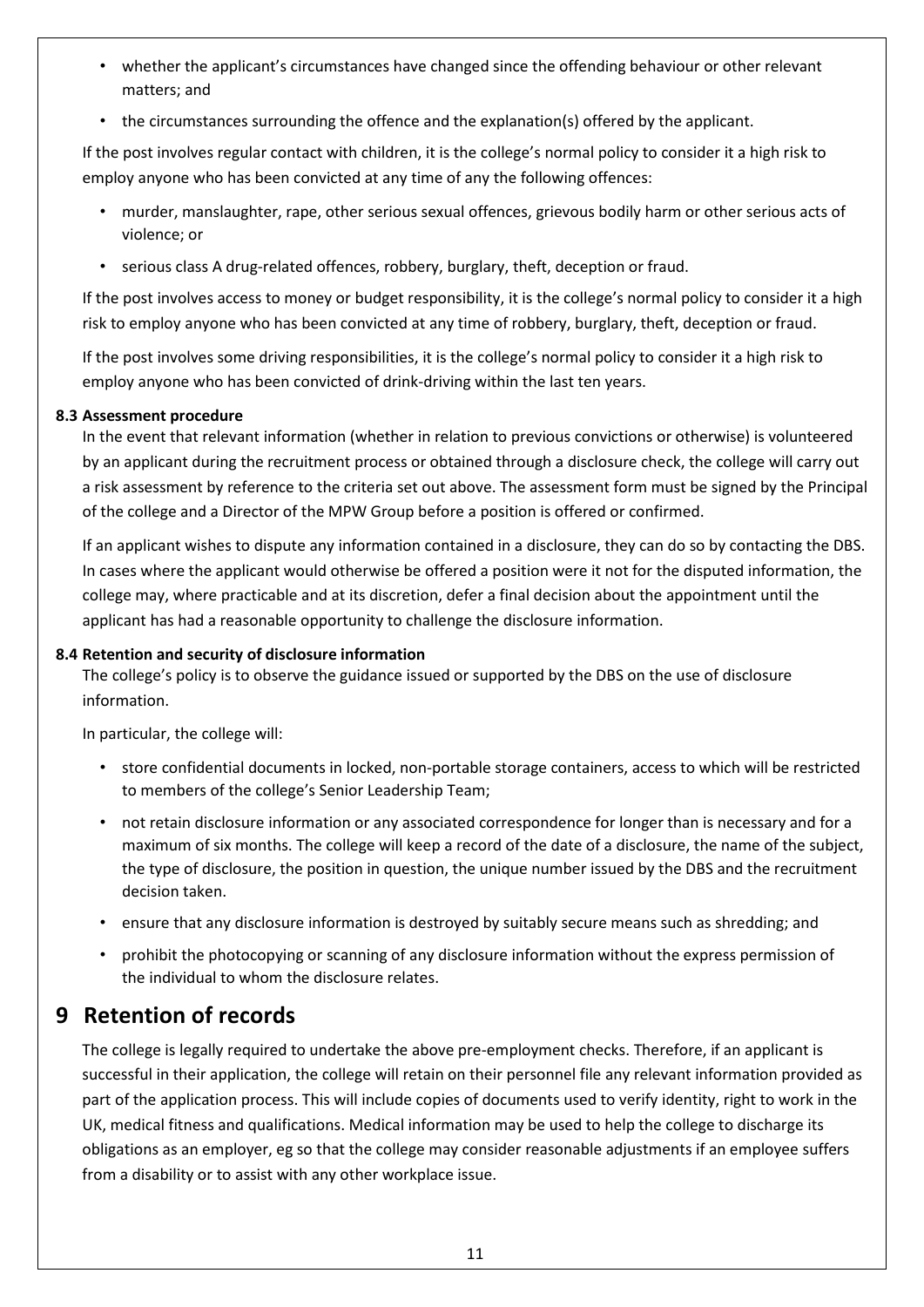- whether the applicant's circumstances have changed since the offending behaviour or other relevant matters; and
- the circumstances surrounding the offence and the explanation(s) offered by the applicant.

If the post involves regular contact with children, it is the college's normal policy to consider it a high risk to employ anyone who has been convicted at any time of any the following offences:

- murder, manslaughter, rape, other serious sexual offences, grievous bodily harm or other serious acts of violence; or
- serious class A drug-related offences, robbery, burglary, theft, deception or fraud.

If the post involves access to money or budget responsibility, it is the college's normal policy to consider it a high risk to employ anyone who has been convicted at any time of robbery, burglary, theft, deception or fraud.

If the post involves some driving responsibilities, it is the college's normal policy to consider it a high risk to employ anyone who has been convicted of drink-driving within the last ten years.

**8.3 Assessment procedure**

In the event that relevant information (whether in relation to previous convictions or otherwise) is volunteered by an applicant during the recruitment process or obtained through a disclosure check, the college will carry out a risk assessment by reference to the criteria set out above. The assessment form must be signed by the Principal of the college and a Director of the MPW Group before a position is offered or confirmed.

If an applicant wishes to dispute any information contained in a disclosure, they can do so by contacting the DBS. In cases where the applicant would otherwise be offered a position were it not for the disputed information, the college may, where practicable and at its discretion, defer a final decision about the appointment until the applicant has had a reasonable opportunity to challenge the disclosure information.

**8.4 Retention and security of disclosure information**

The college's policy is to observe the guidance issued or supported by the DBS on the use of disclosure information.

In particular, the college will:

- store confidential documents in locked, non-portable storage containers, access to which will be restricted to members of the college's Senior Leadership Team;
- not retain disclosure information or any associated correspondence for longer than is necessary and for a maximum of six months. The college will keep a record of the date of a disclosure, the name of the subject, the type of disclosure, the position in question, the unique number issued by the DBS and the recruitment decision taken.
- ensure that any disclosure information is destroyed by suitably secure means such as shredding; and
- prohibit the photocopying or scanning of any disclosure information without the express permission of the individual to whom the disclosure relates.

# 9 Retention of records

The college is legally required to undertake the above pre-employment checks. Therefore, if an applicant is successful in their application, the college will retain on their personnel file any relevant information provided as part of the application process. This will include copies of documents used to verify identity, right to work in the UK, medical fitness and qualifications. Medical information may be used to help the college to discharge its obligations as an employer, eg so that the college may consider reasonable adjustments if an employee suffers from a disability or to assist with any other workplace issue.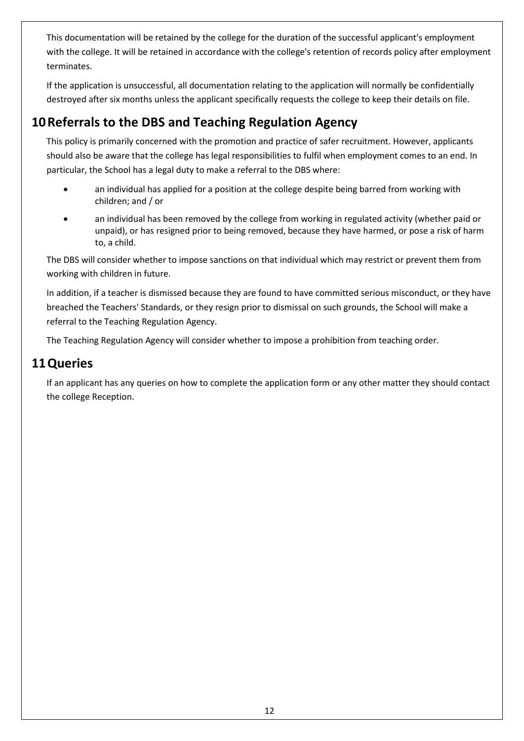This documentation will be retained by the college for the duration of the successful applicant's employment with the college. It will be retained in accordance with the college's retention of records policy after employment terminates.

If the application is unsuccessful, all documentation relating to the application will normally be confidentially destroyed after six months unless the applicant specifically requests the college to keep their details on file.

## 10 Referrals to the DBS and Teaching Regulation Agency

This policy is primarily concerned with the promotion and practice of safer recruitment. However, applicants should also be aware that the college has legal responsibilities to fulfil when employment comes to an end. In particular, the School has a legal duty to make a referral to the DBS where:

- an individual has applied for a position at the college despite being barred from working with children; and / or
- an individual has been removed by the college from working in regulated activity (whether paid or unpaid), or has resigned prior to being removed, because they have harmed, or pose a risk of harm to, a child.

The DBS will consider whether to impose sanctions on that individual which may restrict or prevent them from working with children in future.

In addition, if a teacher is dismissed because they are found to have committed serious misconduct, or they have breached the Teachers' Standards, or they resign prior to dismissal on such grounds, the School will make a referral to the Teaching Regulation Agency.

The Teaching Regulation Agency will consider whether to impose a prohibition from teaching order.

## 11 Queries

If an applicant has any queries on how to complete the application form or any other matter they should contact the college Reception.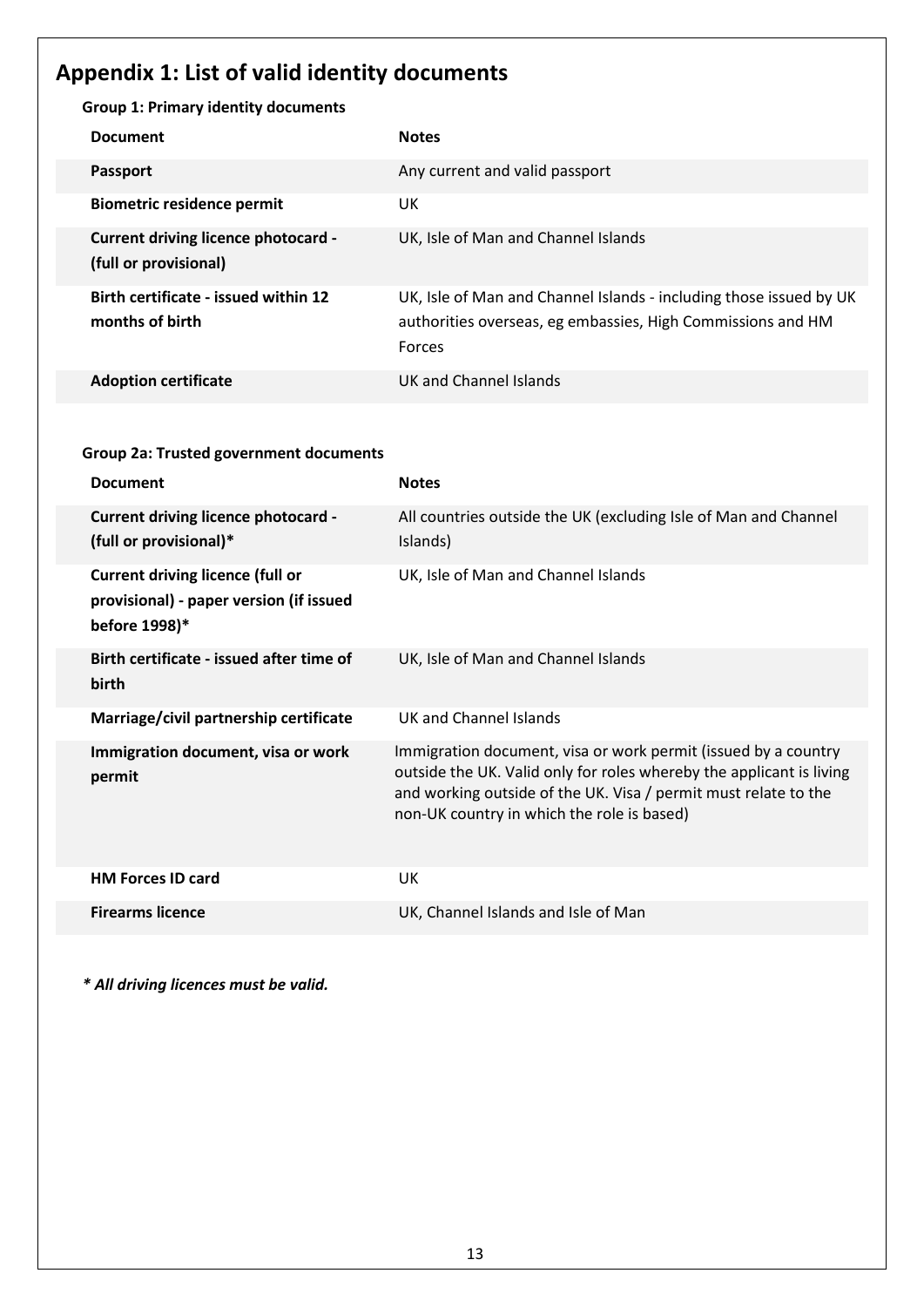# Appendix 1: List of valid identity documents

### Group 1: Primary identity documents

| Document | Notes |
|---|---|
| **Passport** | Any current and valid passport |
| **Biometric residence permit** | UK |
| **Current driving licence photocard - (full or provisional)** | UK, Isle of Man and Channel Islands |
| **Birth certificate - issued within 12 months of birth** | UK, Isle of Man and Channel Islands - including those issued by UK authorities overseas, eg embassies, High Commissions and HM Forces |
| **Adoption certificate** | UK and Channel Islands |

### Group 2a: Trusted government documents

| Document | Notes |
|---|---|
| **Current driving licence photocard - (full or provisional)*** | All countries outside the UK (excluding Isle of Man and Channel Islands) |
| **Current driving licence (full or provisional) - paper version (if issued before 1998)*** | UK, Isle of Man and Channel Islands |
| **Birth certificate - issued after time of birth** | UK, Isle of Man and Channel Islands |
| **Marriage/civil partnership certificate** | UK and Channel Islands |
| **Immigration document, visa or work permit** | Immigration document, visa or work permit (issued by a country outside the UK. Valid only for roles whereby the applicant is living and working outside of the UK. Visa / permit must relate to the non-UK country in which the role is based) |
| **HM Forces ID card** | UK |
| **Firearms licence** | UK, Channel Islands and Isle of Man |

***\* All driving licences must be valid.***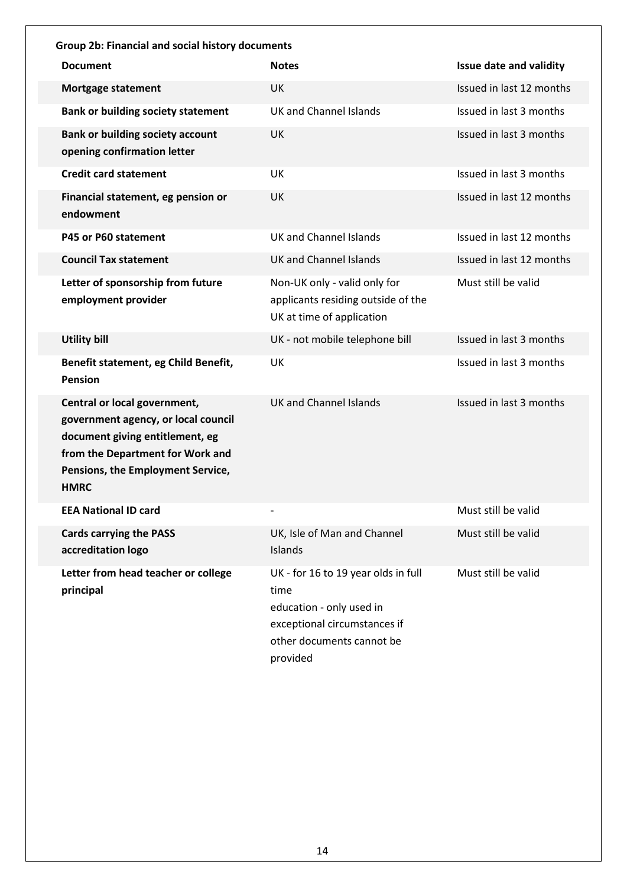**Group 2b: Financial and social history documents**

| Document | Notes | Issue date and validity |
|---|---|---|
| **Mortgage statement** | UK | Issued in last 12 months |
| **Bank or building society statement** | UK and Channel Islands | Issued in last 3 months |
| **Bank or building society account opening confirmation letter** | UK | Issued in last 3 months |
| **Credit card statement** | UK | Issued in last 3 months |
| **Financial statement, eg pension or endowment** | UK | Issued in last 12 months |
| **P45 or P60 statement** | UK and Channel Islands | Issued in last 12 months |
| **Council Tax statement** | UK and Channel Islands | Issued in last 12 months |
| **Letter of sponsorship from future employment provider** | Non-UK only - valid only for applicants residing outside of the UK at time of application | Must still be valid |
| **Utility bill** | UK - not mobile telephone bill | Issued in last 3 months |
| **Benefit statement, eg Child Benefit, Pension** | UK | Issued in last 3 months |
| **Central or local government, government agency, or local council document giving entitlement, eg from the Department for Work and Pensions, the Employment Service, HMRC** | UK and Channel Islands | Issued in last 3 months |
| **EEA National ID card** | - | Must still be valid |
| **Cards carrying the PASS accreditation logo** | UK, Isle of Man and Channel Islands | Must still be valid |
| **Letter from head teacher or college principal** | UK - for 16 to 19 year olds in full time education - only used in exceptional circumstances if other documents cannot be provided | Must still be valid |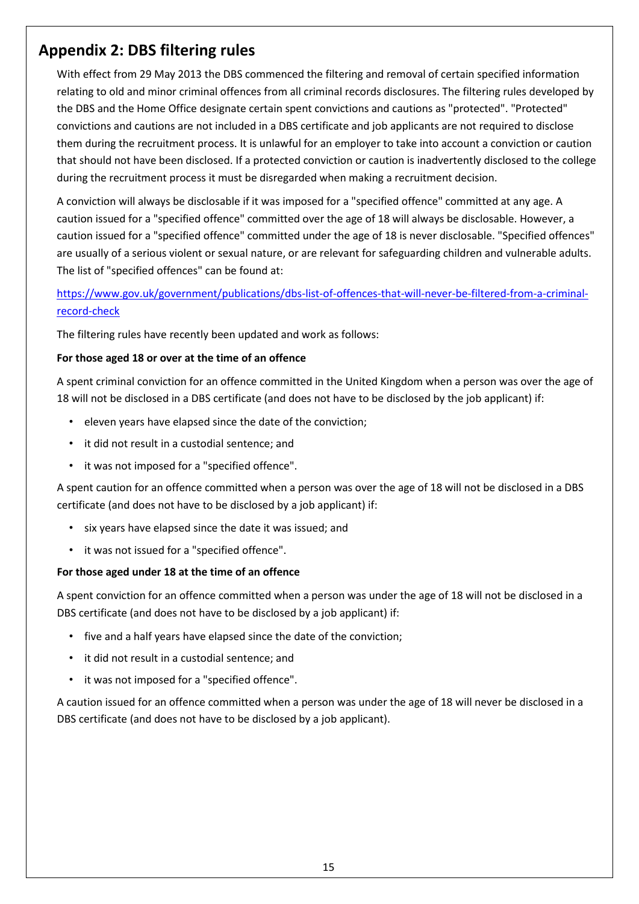## Appendix 2: DBS filtering rules

With effect from 29 May 2013 the DBS commenced the filtering and removal of certain specified information relating to old and minor criminal offences from all criminal records disclosures. The filtering rules developed by the DBS and the Home Office designate certain spent convictions and cautions as "protected". "Protected" convictions and cautions are not included in a DBS certificate and job applicants are not required to disclose them during the recruitment process. It is unlawful for an employer to take into account a conviction or caution that should not have been disclosed. If a protected conviction or caution is inadvertently disclosed to the college during the recruitment process it must be disregarded when making a recruitment decision.

A conviction will always be disclosable if it was imposed for a "specified offence" committed at any age. A caution issued for a "specified offence" committed over the age of 18 will always be disclosable. However, a caution issued for a "specified offence" committed under the age of 18 is never disclosable. "Specified offences" are usually of a serious violent or sexual nature, or are relevant for safeguarding children and vulnerable adults. The list of "specified offences" can be found at:

[https://www.gov.uk/government/publications/dbs-list-of-offences-that-will-never-be-filtered-from-a-criminal-record-check](https://www.gov.uk/government/publications/dbs-list-of-offences-that-will-never-be-filtered-from-a-criminal-record-check)

The filtering rules have recently been updated and work as follows:

**For those aged 18 or over at the time of an offence**

A spent criminal conviction for an offence committed in the United Kingdom when a person was over the age of 18 will not be disclosed in a DBS certificate (and does not have to be disclosed by the job applicant) if:

- eleven years have elapsed since the date of the conviction;
- it did not result in a custodial sentence; and
- it was not imposed for a "specified offence".

A spent caution for an offence committed when a person was over the age of 18 will not be disclosed in a DBS certificate (and does not have to be disclosed by a job applicant) if:

- six years have elapsed since the date it was issued; and
- it was not issued for a "specified offence".

**For those aged under 18 at the time of an offence**

A spent conviction for an offence committed when a person was under the age of 18 will not be disclosed in a DBS certificate (and does not have to be disclosed by a job applicant) if:

- five and a half years have elapsed since the date of the conviction;
- it did not result in a custodial sentence; and
- it was not imposed for a "specified offence".

A caution issued for an offence committed when a person was under the age of 18 will never be disclosed in a DBS certificate (and does not have to be disclosed by a job applicant).